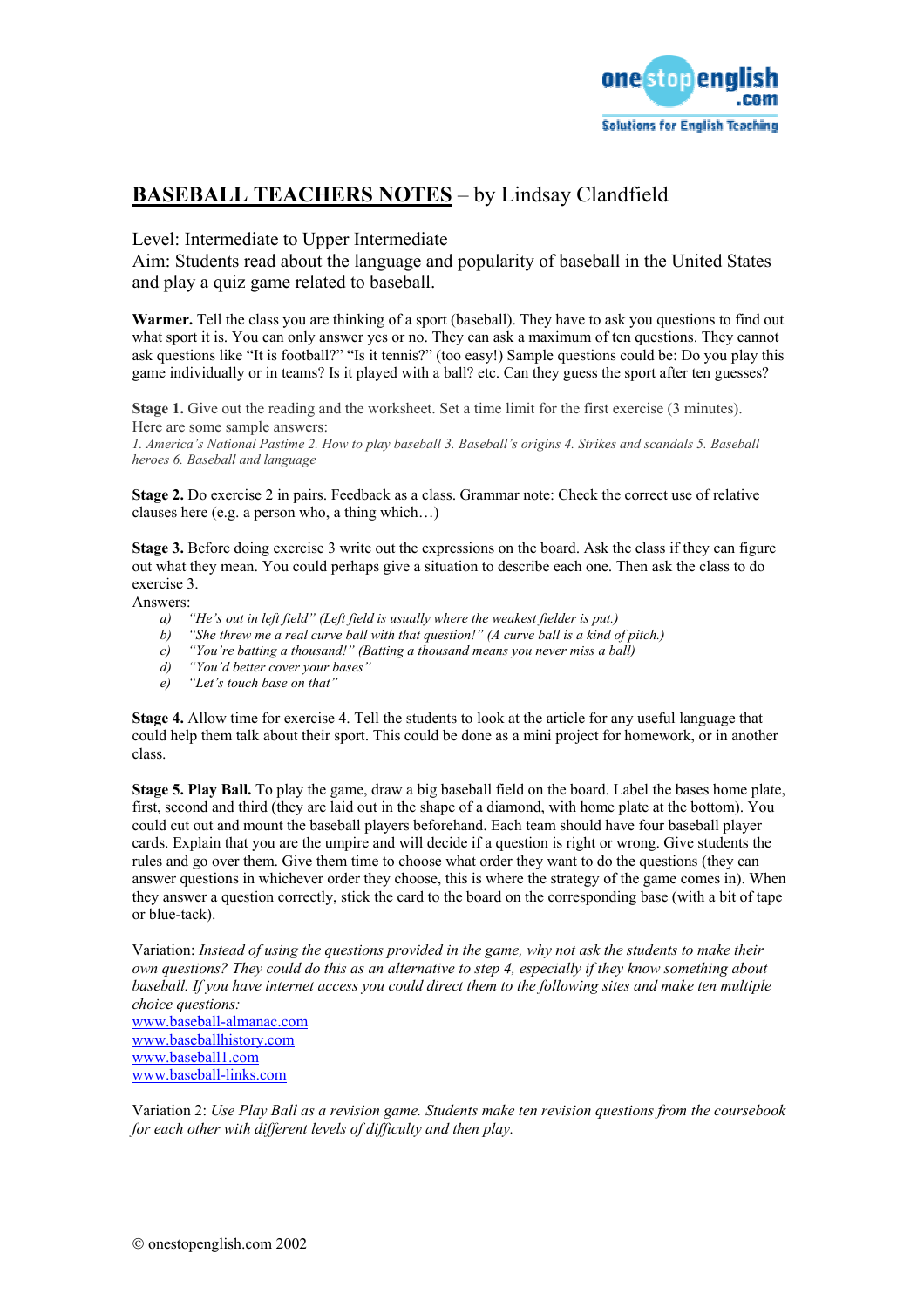# BASEBALL TEACHERS NOTES – by Lindsay Clandfield

Level: Intermediate to Upper Intermediate
Aim: Students read about the language and popularity of baseball in the United States and play a quiz game related to baseball.

**Warmer.** Tell the class you are thinking of a sport (baseball). They have to ask you questions to find out what sport it is. You can only answer yes or no. They can ask a maximum of ten questions. They cannot ask questions like "It is football?" "Is it tennis?" (too easy!) Sample questions could be: Do you play this game individually or in teams? Is it played with a ball? etc. Can they guess the sport after ten guesses?

**Stage 1.** Give out the reading and the worksheet. Set a time limit for the first exercise (3 minutes). Here are some sample answers:
*1. America's National Pastime 2. How to play baseball 3. Baseball's origins 4. Strikes and scandals 5. Baseball heroes 6. Baseball and language*

**Stage 2.** Do exercise 2 in pairs. Feedback as a class. Grammar note: Check the correct use of relative clauses here (e.g. a person who, a thing which…)

**Stage 3.** Before doing exercise 3 write out the expressions on the board. Ask the class if they can figure out what they mean. You could perhaps give a situation to describe each one. Then ask the class to do exercise 3.
Answers:

a) *"He's out in left field" (Left field is usually where the weakest fielder is put.)*
b) *"She threw me a real curve ball with that question!" (A curve ball is a kind of pitch.)*
c) *"You're batting a thousand!" (Batting a thousand means you never miss a ball)*
d) *"You'd better cover your bases"*
e) *"Let's touch base on that"*

**Stage 4.** Allow time for exercise 4. Tell the students to look at the article for any useful language that could help them talk about their sport. This could be done as a mini project for homework, or in another class.

**Stage 5. Play Ball.** To play the game, draw a big baseball field on the board. Label the bases home plate, first, second and third (they are laid out in the shape of a diamond, with home plate at the bottom). You could cut out and mount the baseball players beforehand. Each team should have four baseball player cards. Explain that you are the umpire and will decide if a question is right or wrong. Give students the rules and go over them. Give them time to choose what order they want to do the questions (they can answer questions in whichever order they choose, this is where the strategy of the game comes in). When they answer a question correctly, stick the card to the board on the corresponding base (with a bit of tape or blue-tack).

Variation: *Instead of using the questions provided in the game, why not ask the students to make their own questions? They could do this as an alternative to step 4, especially if they know something about baseball. If you have internet access you could direct them to the following sites and make ten multiple choice questions:*
www.baseball-almanac.com
www.baseballhistory.com
www.baseball1.com
www.baseball-links.com

Variation 2: *Use Play Ball as a revision game. Students make ten revision questions from the coursebook for each other with different levels of difficulty and then play.*

© onestopenglish.com 2002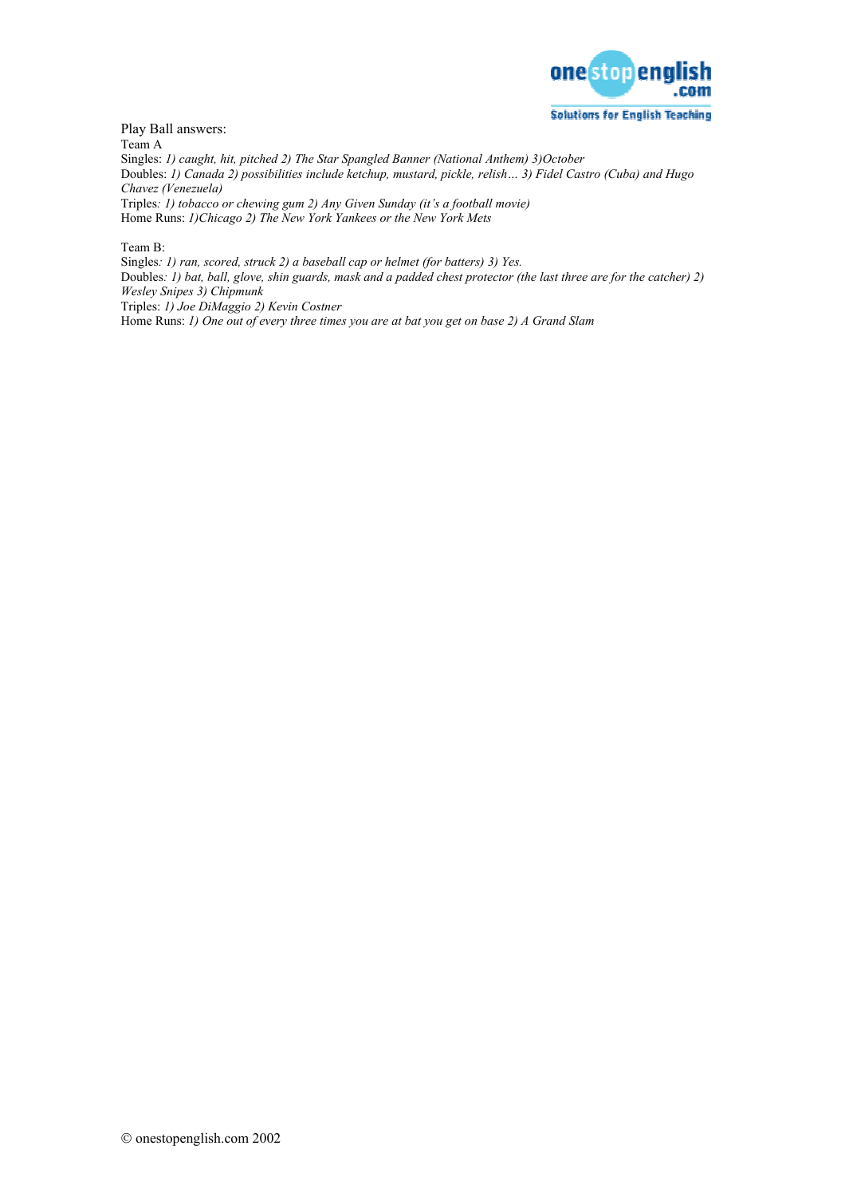Play Ball answers:

Team A

Singles: *1) caught, hit, pitched 2) The Star Spangled Banner (National Anthem) 3)October*

Doubles: *1) Canada 2) possibilities include ketchup, mustard, pickle, relish… 3) Fidel Castro (Cuba) and Hugo Chavez (Venezuela)*

Triples*: 1) tobacco or chewing gum 2) Any Given Sunday (it's a football movie)*

Home Runs: *1)Chicago 2) The New York Yankees or the New York Mets*

Team B:

Singles*: 1) ran, scored, struck 2) a baseball cap or helmet (for batters) 3) Yes.*

Doubles*: 1) bat, ball, glove, shin guards, mask and a padded chest protector (the last three are for the catcher) 2) Wesley Snipes 3) Chipmunk*

Triples: *1) Joe DiMaggio 2) Kevin Costner*

Home Runs: *1) One out of every three times you are at bat you get on base 2) A Grand Slam*

© onestopenglish.com 2002